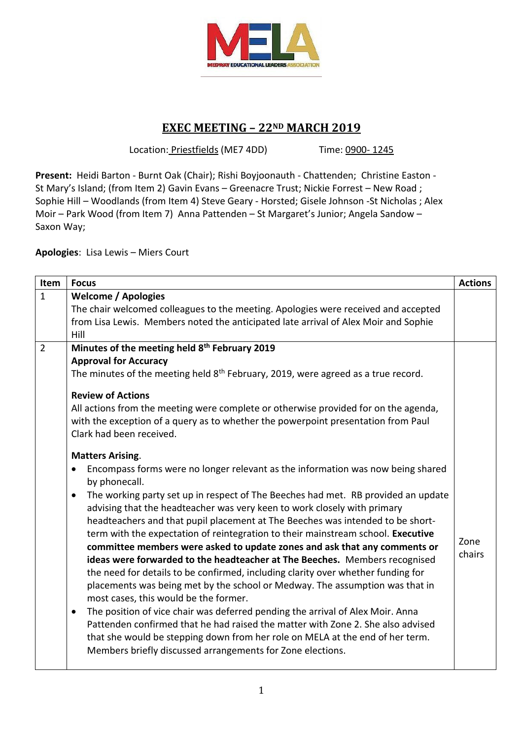MEDWAY EDUCATIONAL LEADERS ASSOCIATION

# EXEC MEETING – 22ND MARCH 2019

Location: Priestfields (ME7 4DD)    Time: 0900- 1245

**Present:** Heidi Barton - Burnt Oak (Chair); Rishi Boyjoonauth - Chattenden; Christine Easton - St Mary's Island; (from Item 2) Gavin Evans – Greenacre Trust; Nickie Forrest – New Road ; Sophie Hill – Woodlands (from Item 4) Steve Geary - Horsted; Gisele Johnson -St Nicholas ; Alex Moir – Park Wood (from Item 7) Anna Pattenden – St Margaret's Junior; Angela Sandow – Saxon Way;

**Apologies**: Lisa Lewis – Miers Court

| Item | Focus | Actions |
|---|---|---|
| 1 | **Welcome / Apologies**<br>The chair welcomed colleagues to the meeting. Apologies were received and accepted from Lisa Lewis. Members noted the anticipated late arrival of Alex Moir and Sophie Hill | |
| 2 | **Minutes of the meeting held 8th February 2019**<br>**Approval for Accuracy**<br>The minutes of the meeting held 8th February, 2019, were agreed as a true record.<br><br>**Review of Actions**<br>All actions from the meeting were complete or otherwise provided for on the agenda, with the exception of a query as to whether the powerpoint presentation from Paul Clark had been received.<br><br>**Matters Arising**.<br>• Encompass forms were no longer relevant as the information was now being shared by phonecall.<br>• The working party set up in respect of The Beeches had met. RB provided an update advising that the headteacher was very keen to work closely with primary headteachers and that pupil placement at The Beeches was intended to be short-term with the expectation of reintegration to their mainstream school. **Executive committee members were asked to update zones and ask that any comments or ideas were forwarded to the headteacher at The Beeches.** Members recognised the need for details to be confirmed, including clarity over whether funding for placements was being met by the school or Medway. The assumption was that in most cases, this would be the former.<br>• The position of vice chair was deferred pending the arrival of Alex Moir. Anna Pattenden confirmed that he had raised the matter with Zone 2. She also advised that she would be stepping down from her role on MELA at the end of her term. Members briefly discussed arrangements for Zone elections. | Zone chairs |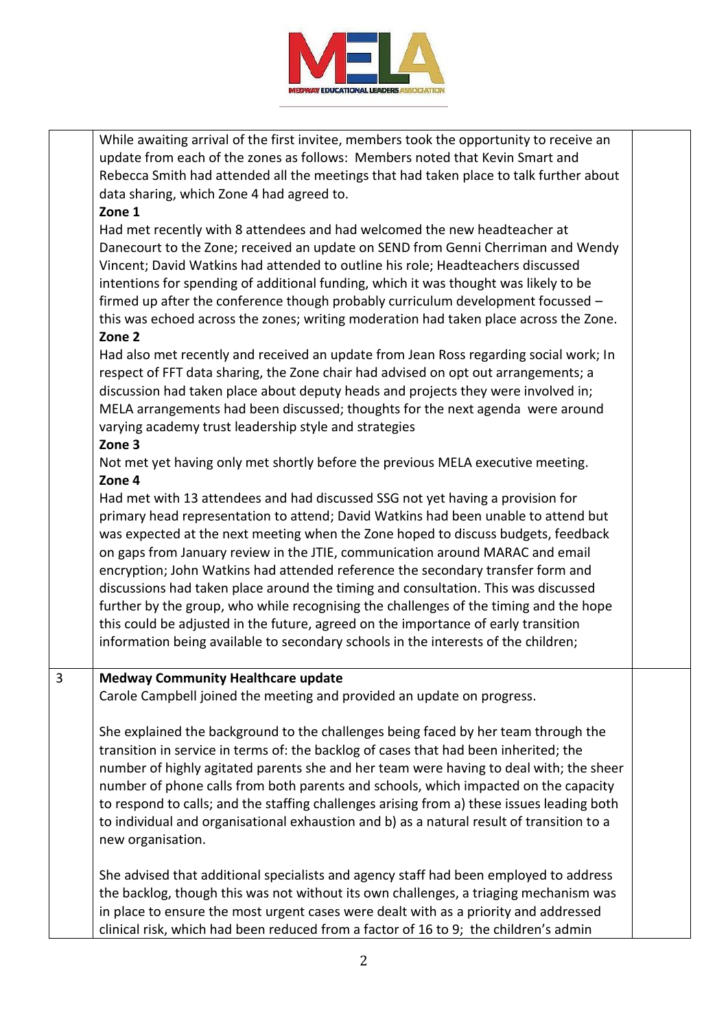| | | |
|---|---|---|
| | While awaiting arrival of the first invitee, members took the opportunity to receive an update from each of the zones as follows: Members noted that Kevin Smart and Rebecca Smith had attended all the meetings that had taken place to talk further about data sharing, which Zone 4 had agreed to.<br>**Zone 1**<br>Had met recently with 8 attendees and had welcomed the new headteacher at Danecourt to the Zone; received an update on SEND from Genni Cherriman and Wendy Vincent; David Watkins had attended to outline his role; Headteachers discussed intentions for spending of additional funding, which it was thought was likely to be firmed up after the conference though probably curriculum development focussed – this was echoed across the zones; writing moderation had taken place across the Zone.<br>**Zone 2**<br>Had also met recently and received an update from Jean Ross regarding social work; In respect of FFT data sharing, the Zone chair had advised on opt out arrangements; a discussion had taken place about deputy heads and projects they were involved in; MELA arrangements had been discussed; thoughts for the next agenda were around varying academy trust leadership style and strategies<br>**Zone 3**<br>Not met yet having only met shortly before the previous MELA executive meeting.<br>**Zone 4**<br>Had met with 13 attendees and had discussed SSG not yet having a provision for primary head representation to attend; David Watkins had been unable to attend but was expected at the next meeting when the Zone hoped to discuss budgets, feedback on gaps from January review in the JTIE, communication around MARAC and email encryption; John Watkins had attended reference the secondary transfer form and discussions had taken place around the timing and consultation. This was discussed further by the group, who while recognising the challenges of the timing and the hope this could be adjusted in the future, agreed on the importance of early transition information being available to secondary schools in the interests of the children; | |
| 3 | **Medway Community Healthcare update**<br>Carole Campbell joined the meeting and provided an update on progress.<br><br>She explained the background to the challenges being faced by her team through the transition in service in terms of: the backlog of cases that had been inherited; the number of highly agitated parents she and her team were having to deal with; the sheer number of phone calls from both parents and schools, which impacted on the capacity to respond to calls; and the staffing challenges arising from a) these issues leading both to individual and organisational exhaustion and b) as a natural result of transition to a new organisation.<br><br>She advised that additional specialists and agency staff had been employed to address the backlog, though this was not without its own challenges, a triaging mechanism was in place to ensure the most urgent cases were dealt with as a priority and addressed clinical risk, which had been reduced from a factor of 16 to 9; the children's admin | |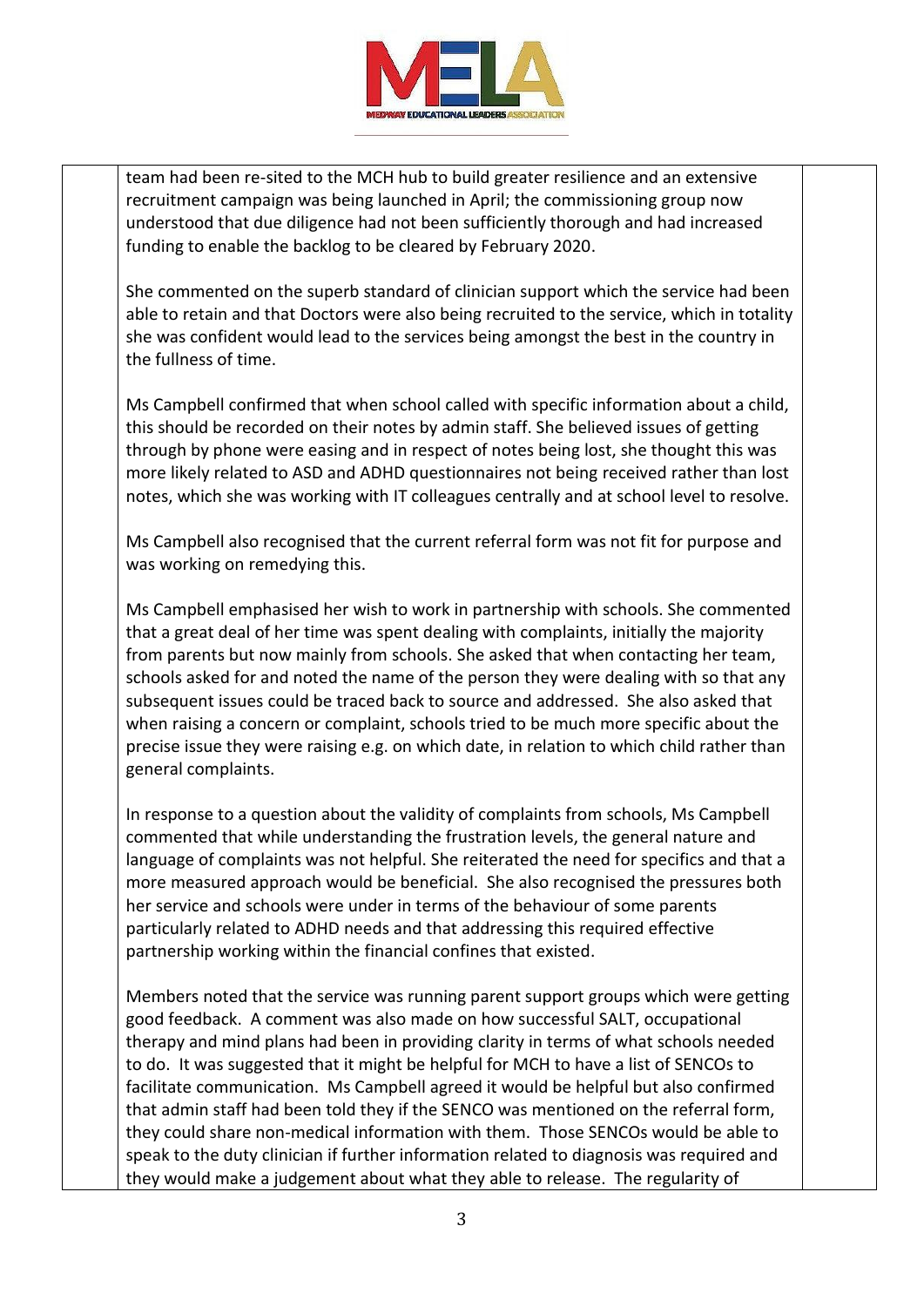team had been re-sited to the MCH hub to build greater resilience and an extensive recruitment campaign was being launched in April; the commissioning group now understood that due diligence had not been sufficiently thorough and had increased funding to enable the backlog to be cleared by February 2020.

She commented on the superb standard of clinician support which the service had been able to retain and that Doctors were also being recruited to the service, which in totality she was confident would lead to the services being amongst the best in the country in the fullness of time.

Ms Campbell confirmed that when school called with specific information about a child, this should be recorded on their notes by admin staff. She believed issues of getting through by phone were easing and in respect of notes being lost, she thought this was more likely related to ASD and ADHD questionnaires not being received rather than lost notes, which she was working with IT colleagues centrally and at school level to resolve.

Ms Campbell also recognised that the current referral form was not fit for purpose and was working on remedying this.

Ms Campbell emphasised her wish to work in partnership with schools. She commented that a great deal of her time was spent dealing with complaints, initially the majority from parents but now mainly from schools. She asked that when contacting her team, schools asked for and noted the name of the person they were dealing with so that any subsequent issues could be traced back to source and addressed. She also asked that when raising a concern or complaint, schools tried to be much more specific about the precise issue they were raising e.g. on which date, in relation to which child rather than general complaints.

In response to a question about the validity of complaints from schools, Ms Campbell commented that while understanding the frustration levels, the general nature and language of complaints was not helpful. She reiterated the need for specifics and that a more measured approach would be beneficial. She also recognised the pressures both her service and schools were under in terms of the behaviour of some parents particularly related to ADHD needs and that addressing this required effective partnership working within the financial confines that existed.

Members noted that the service was running parent support groups which were getting good feedback. A comment was also made on how successful SALT, occupational therapy and mind plans had been in providing clarity in terms of what schools needed to do. It was suggested that it might be helpful for MCH to have a list of SENCOs to facilitate communication. Ms Campbell agreed it would be helpful but also confirmed that admin staff had been told they if the SENCO was mentioned on the referral form, they could share non-medical information with them. Those SENCOs would be able to speak to the duty clinician if further information related to diagnosis was required and they would make a judgement about what they able to release. The regularity of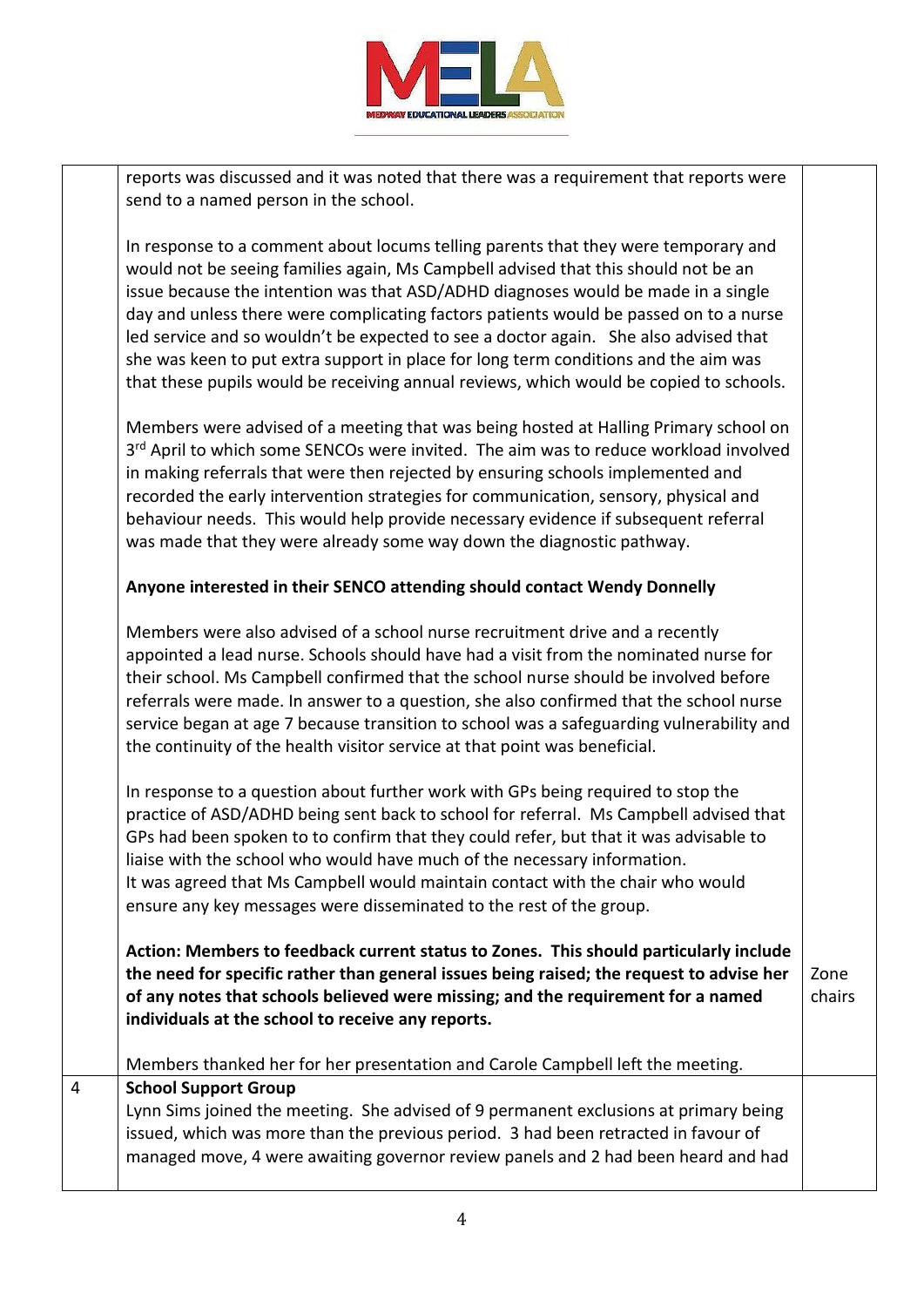| | | |
|---|---|---|
| | reports was discussed and it was noted that there was a requirement that reports were send to a named person in the school.<br><br>In response to a comment about locums telling parents that they were temporary and would not be seeing families again, Ms Campbell advised that this should not be an issue because the intention was that ASD/ADHD diagnoses would be made in a single day and unless there were complicating factors patients would be passed on to a nurse led service and so wouldn't be expected to see a doctor again. She also advised that she was keen to put extra support in place for long term conditions and the aim was that these pupils would be receiving annual reviews, which would be copied to schools.<br><br>Members were advised of a meeting that was being hosted at Halling Primary school on 3rd April to which some SENCOs were invited. The aim was to reduce workload involved in making referrals that were then rejected by ensuring schools implemented and recorded the early intervention strategies for communication, sensory, physical and behaviour needs. This would help provide necessary evidence if subsequent referral was made that they were already some way down the diagnostic pathway.<br><br>**Anyone interested in their SENCO attending should contact Wendy Donnelly**<br><br>Members were also advised of a school nurse recruitment drive and a recently appointed a lead nurse. Schools should have had a visit from the nominated nurse for their school. Ms Campbell confirmed that the school nurse should be involved before referrals were made. In answer to a question, she also confirmed that the school nurse service began at age 7 because transition to school was a safeguarding vulnerability and the continuity of the health visitor service at that point was beneficial.<br><br>In response to a question about further work with GPs being required to stop the practice of ASD/ADHD being sent back to school for referral. Ms Campbell advised that GPs had been spoken to to confirm that they could refer, but that it was advisable to liaise with the school who would have much of the necessary information.<br>It was agreed that Ms Campbell would maintain contact with the chair who would ensure any key messages were disseminated to the rest of the group.<br><br>**Action: Members to feedback current status to Zones. This should particularly include the need for specific rather than general issues being raised; the request to advise her of any notes that schools believed were missing; and the requirement for a named individuals at the school to receive any reports.**<br><br>Members thanked her for her presentation and Carole Campbell left the meeting. | Zone chairs |
| 4 | **School Support Group**<br>Lynn Sims joined the meeting. She advised of 9 permanent exclusions at primary being issued, which was more than the previous period. 3 had been retracted in favour of managed move, 4 were awaiting governor review panels and 2 had been heard and had | |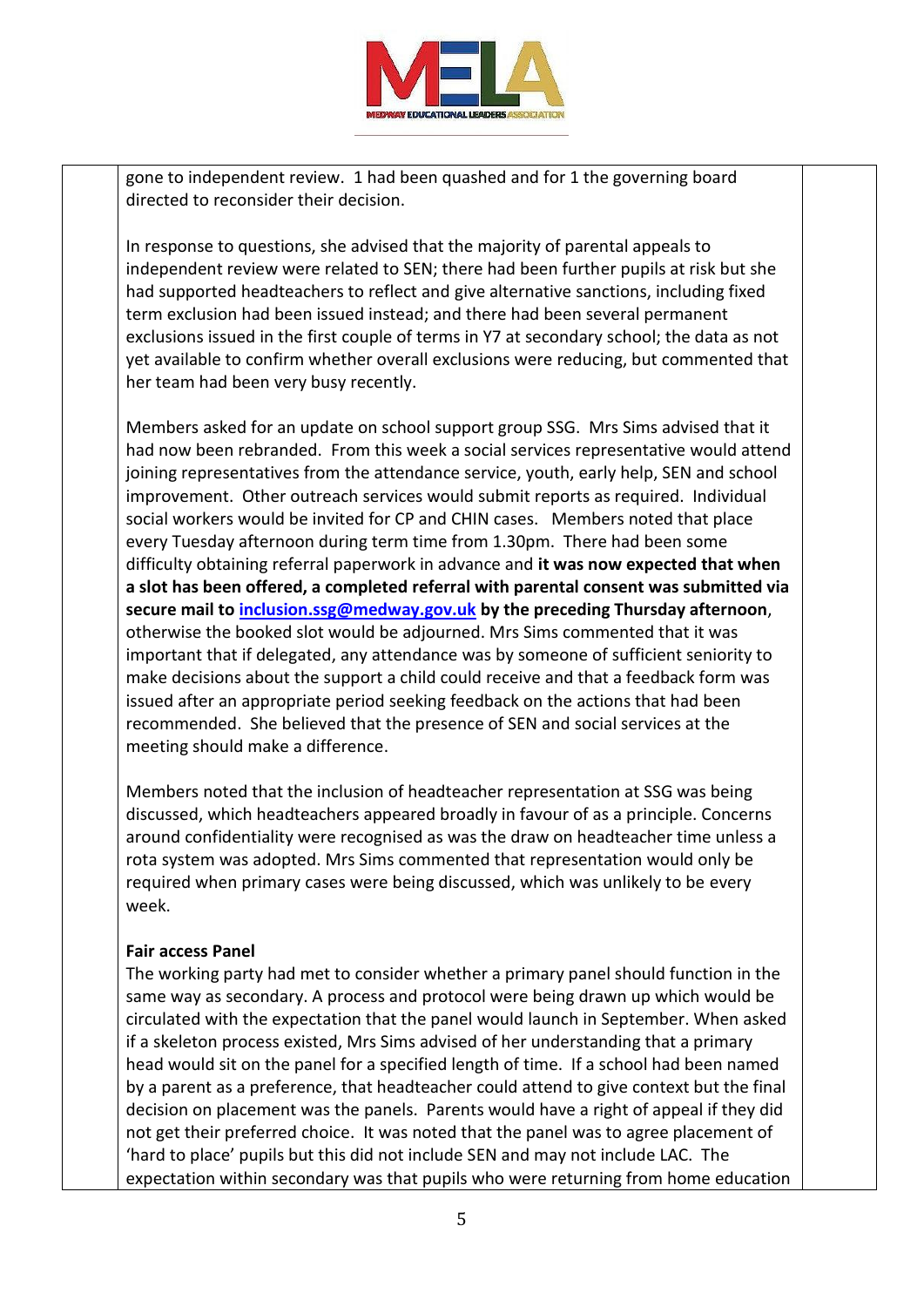gone to independent review. 1 had been quashed and for 1 the governing board directed to reconsider their decision.

In response to questions, she advised that the majority of parental appeals to independent review were related to SEN; there had been further pupils at risk but she had supported headteachers to reflect and give alternative sanctions, including fixed term exclusion had been issued instead; and there had been several permanent exclusions issued in the first couple of terms in Y7 at secondary school; the data as not yet available to confirm whether overall exclusions were reducing, but commented that her team had been very busy recently.

Members asked for an update on school support group SSG. Mrs Sims advised that it had now been rebranded. From this week a social services representative would attend joining representatives from the attendance service, youth, early help, SEN and school improvement. Other outreach services would submit reports as required. Individual social workers would be invited for CP and CHIN cases. Members noted that place every Tuesday afternoon during term time from 1.30pm. There had been some difficulty obtaining referral paperwork in advance and **it was now expected that when a slot has been offered, a completed referral with parental consent was submitted via secure mail to [inclusion.ssg@medway.gov.uk](mailto:inclusion.ssg@medway.gov.uk) by the preceding Thursday afternoon**, otherwise the booked slot would be adjourned. Mrs Sims commented that it was important that if delegated, any attendance was by someone of sufficient seniority to make decisions about the support a child could receive and that a feedback form was issued after an appropriate period seeking feedback on the actions that had been recommended. She believed that the presence of SEN and social services at the meeting should make a difference.

Members noted that the inclusion of headteacher representation at SSG was being discussed, which headteachers appeared broadly in favour of as a principle. Concerns around confidentiality were recognised as was the draw on headteacher time unless a rota system was adopted. Mrs Sims commented that representation would only be required when primary cases were being discussed, which was unlikely to be every week.

**Fair access Panel**

The working party had met to consider whether a primary panel should function in the same way as secondary. A process and protocol were being drawn up which would be circulated with the expectation that the panel would launch in September. When asked if a skeleton process existed, Mrs Sims advised of her understanding that a primary head would sit on the panel for a specified length of time. If a school had been named by a parent as a preference, that headteacher could attend to give context but the final decision on placement was the panels. Parents would have a right of appeal if they did not get their preferred choice. It was noted that the panel was to agree placement of 'hard to place' pupils but this did not include SEN and may not include LAC. The expectation within secondary was that pupils who were returning from home education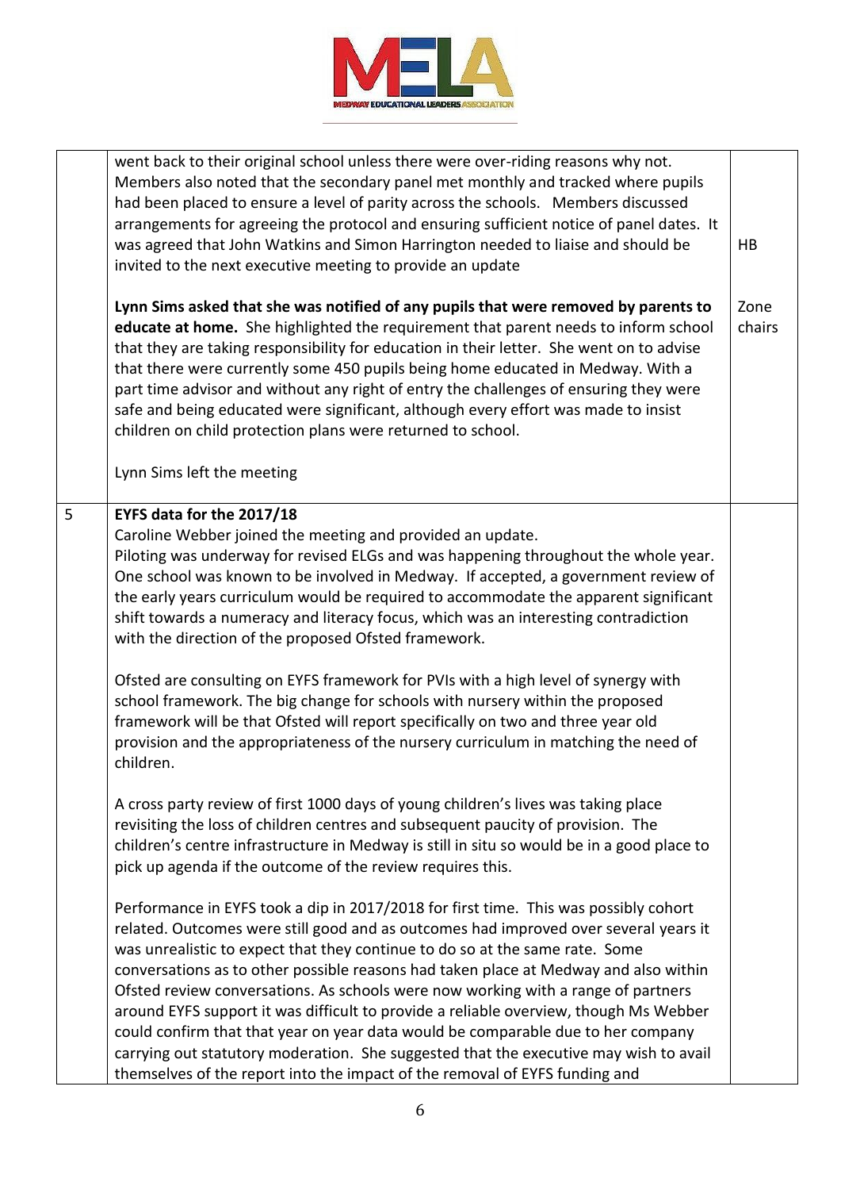| | | |
|---|---|---|
| | went back to their original school unless there were over-riding reasons why not. Members also noted that the secondary panel met monthly and tracked where pupils had been placed to ensure a level of parity across the schools. Members discussed arrangements for agreeing the protocol and ensuring sufficient notice of panel dates. It was agreed that John Watkins and Simon Harrington needed to liaise and should be invited to the next executive meeting to provide an update<br><br>**Lynn Sims asked that she was notified of any pupils that were removed by parents to educate at home.** She highlighted the requirement that parent needs to inform school that they are taking responsibility for education in their letter. She went on to advise that there were currently some 450 pupils being home educated in Medway. With a part time advisor and without any right of entry the challenges of ensuring they were safe and being educated were significant, although every effort was made to insist children on child protection plans were returned to school.<br><br>Lynn Sims left the meeting | HB<br><br>Zone chairs |
| 5 | **EYFS data for the 2017/18**<br>Caroline Webber joined the meeting and provided an update.<br>Piloting was underway for revised ELGs and was happening throughout the whole year. One school was known to be involved in Medway. If accepted, a government review of the early years curriculum would be required to accommodate the apparent significant shift towards a numeracy and literacy focus, which was an interesting contradiction with the direction of the proposed Ofsted framework.<br><br>Ofsted are consulting on EYFS framework for PVIs with a high level of synergy with school framework. The big change for schools with nursery within the proposed framework will be that Ofsted will report specifically on two and three year old provision and the appropriateness of the nursery curriculum in matching the need of children.<br><br>A cross party review of first 1000 days of young children's lives was taking place revisiting the loss of children centres and subsequent paucity of provision. The children's centre infrastructure in Medway is still in situ so would be in a good place to pick up agenda if the outcome of the review requires this.<br><br>Performance in EYFS took a dip in 2017/2018 for first time. This was possibly cohort related. Outcomes were still good and as outcomes had improved over several years it was unrealistic to expect that they continue to do so at the same rate. Some conversations as to other possible reasons had taken place at Medway and also within Ofsted review conversations. As schools were now working with a range of partners around EYFS support it was difficult to provide a reliable overview, though Ms Webber could confirm that that year on year data would be comparable due to her company carrying out statutory moderation. She suggested that the executive may wish to avail themselves of the report into the impact of the removal of EYFS funding and | |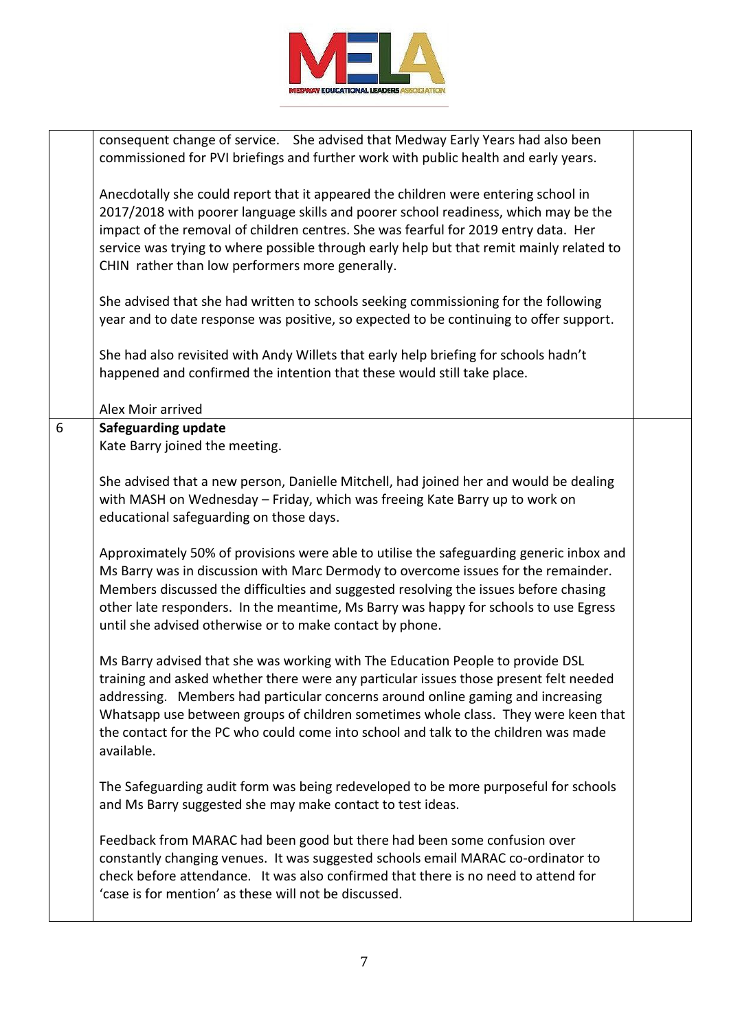| | | |
|---|---|---|
| | consequent change of service. She advised that Medway Early Years had also been commissioned for PVI briefings and further work with public health and early years.<br><br>Anecdotally she could report that it appeared the children were entering school in 2017/2018 with poorer language skills and poorer school readiness, which may be the impact of the removal of children centres. She was fearful for 2019 entry data. Her service was trying to where possible through early help but that remit mainly related to CHIN rather than low performers more generally.<br><br>She advised that she had written to schools seeking commissioning for the following year and to date response was positive, so expected to be continuing to offer support.<br><br>She had also revisited with Andy Willets that early help briefing for schools hadn't happened and confirmed the intention that these would still take place.<br><br>Alex Moir arrived | |
| 6 | **Safeguarding update**<br>Kate Barry joined the meeting.<br><br>She advised that a new person, Danielle Mitchell, had joined her and would be dealing with MASH on Wednesday – Friday, which was freeing Kate Barry up to work on educational safeguarding on those days.<br><br>Approximately 50% of provisions were able to utilise the safeguarding generic inbox and Ms Barry was in discussion with Marc Dermody to overcome issues for the remainder. Members discussed the difficulties and suggested resolving the issues before chasing other late responders. In the meantime, Ms Barry was happy for schools to use Egress until she advised otherwise or to make contact by phone.<br><br>Ms Barry advised that she was working with The Education People to provide DSL training and asked whether there were any particular issues those present felt needed addressing. Members had particular concerns around online gaming and increasing Whatsapp use between groups of children sometimes whole class. They were keen that the contact for the PC who could come into school and talk to the children was made available.<br><br>The Safeguarding audit form was being redeveloped to be more purposeful for schools and Ms Barry suggested she may make contact to test ideas.<br><br>Feedback from MARAC had been good but there had been some confusion over constantly changing venues. It was suggested schools email MARAC co-ordinator to check before attendance. It was also confirmed that there is no need to attend for 'case is for mention' as these will not be discussed. | |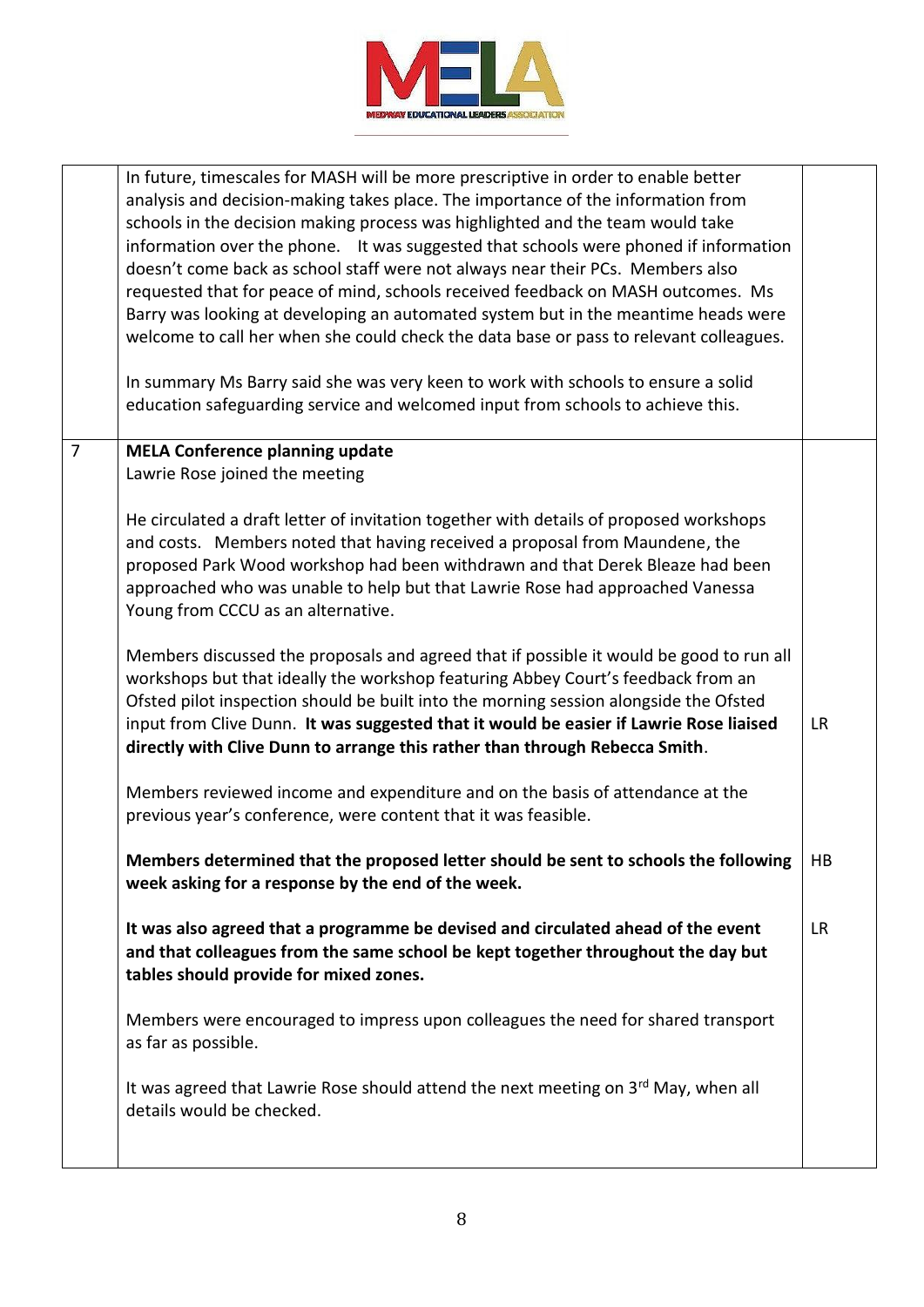| | | |
|---|---|---|
| | In future, timescales for MASH will be more prescriptive in order to enable better analysis and decision-making takes place. The importance of the information from schools in the decision making process was highlighted and the team would take information over the phone. It was suggested that schools were phoned if information doesn't come back as school staff were not always near their PCs. Members also requested that for peace of mind, schools received feedback on MASH outcomes. Ms Barry was looking at developing an automated system but in the meantime heads were welcome to call her when she could check the data base or pass to relevant colleagues.<br><br>In summary Ms Barry said she was very keen to work with schools to ensure a solid education safeguarding service and welcomed input from schools to achieve this. | |
| 7 | **MELA Conference planning update**<br>Lawrie Rose joined the meeting<br><br>He circulated a draft letter of invitation together with details of proposed workshops and costs. Members noted that having received a proposal from Maundene, the proposed Park Wood workshop had been withdrawn and that Derek Bleaze had been approached who was unable to help but that Lawrie Rose had approached Vanessa Young from CCCU as an alternative.<br><br>Members discussed the proposals and agreed that if possible it would be good to run all workshops but that ideally the workshop featuring Abbey Court's feedback from an Ofsted pilot inspection should be built into the morning session alongside the Ofsted input from Clive Dunn. **It was suggested that it would be easier if Lawrie Rose liaised directly with Clive Dunn to arrange this rather than through Rebecca Smith**.<br><br>Members reviewed income and expenditure and on the basis of attendance at the previous year's conference, were content that it was feasible.<br><br>**Members determined that the proposed letter should be sent to schools the following week asking for a response by the end of the week.**<br><br>**It was also agreed that a programme be devised and circulated ahead of the event and that colleagues from the same school be kept together throughout the day but tables should provide for mixed zones.**<br><br>Members were encouraged to impress upon colleagues the need for shared transport as far as possible.<br><br>It was agreed that Lawrie Rose should attend the next meeting on 3rd May, when all details would be checked. | LR<br><br>HB<br><br>LR |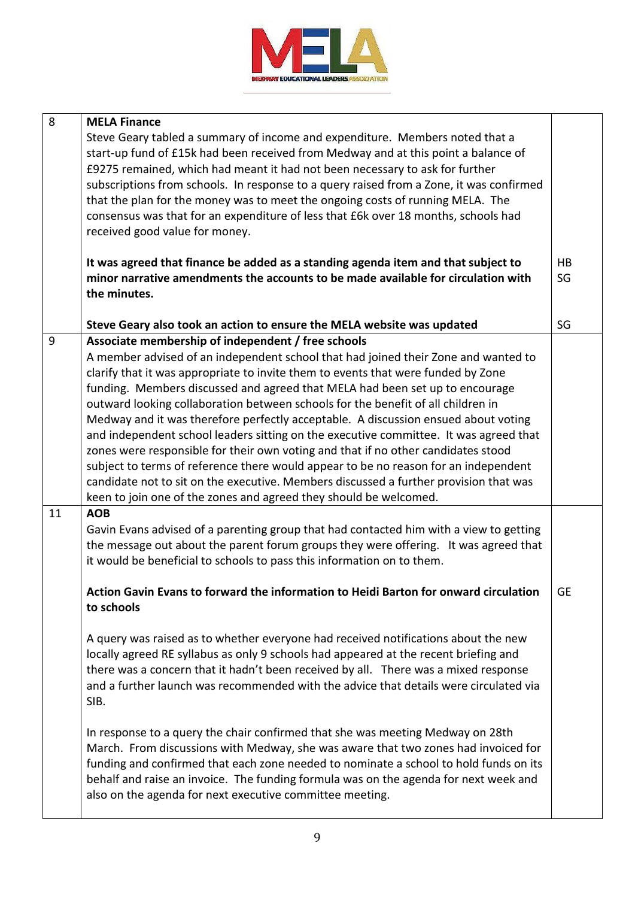| | | |
|---|---|---|
| 8 | **MELA Finance**<br>Steve Geary tabled a summary of income and expenditure. Members noted that a start-up fund of £15k had been received from Medway and at this point a balance of £9275 remained, which had meant it had not been necessary to ask for further subscriptions from schools. In response to a query raised from a Zone, it was confirmed that the plan for the money was to meet the ongoing costs of running MELA. The consensus was that for an expenditure of less that £6k over 18 months, schools had received good value for money.<br><br>**It was agreed that finance be added as a standing agenda item and that subject to minor narrative amendments the accounts to be made available for circulation with the minutes.**<br><br>**Steve Geary also took an action to ensure the MELA website was updated** | <br><br><br><br><br><br><br>HB<br>SG<br><br><br>SG |
| 9 | **Associate membership of independent / free schools**<br>A member advised of an independent school that had joined their Zone and wanted to clarify that it was appropriate to invite them to events that were funded by Zone funding. Members discussed and agreed that MELA had been set up to encourage outward looking collaboration between schools for the benefit of all children in Medway and it was therefore perfectly acceptable. A discussion ensued about voting and independent school leaders sitting on the executive committee. It was agreed that zones were responsible for their own voting and that if no other candidates stood subject to terms of reference there would appear to be no reason for an independent candidate not to sit on the executive. Members discussed a further provision that was keen to join one of the zones and agreed they should be welcomed. | |
| 11 | **AOB**<br>Gavin Evans advised of a parenting group that had contacted him with a view to getting the message out about the parent forum groups they were offering. It was agreed that it would be beneficial to schools to pass this information on to them.<br><br>**Action Gavin Evans to forward the information to Heidi Barton for onward circulation to schools**<br><br>A query was raised as to whether everyone had received notifications about the new locally agreed RE syllabus as only 9 schools had appeared at the recent briefing and there was a concern that it hadn't been received by all. There was a mixed response and a further launch was recommended with the advice that details were circulated via SIB.<br><br>In response to a query the chair confirmed that she was meeting Medway on 28th March. From discussions with Medway, she was aware that two zones had invoiced for funding and confirmed that each zone needed to nominate a school to hold funds on its behalf and raise an invoice. The funding formula was on the agenda for next week and also on the agenda for next executive committee meeting. | <br><br><br><br><br>GE |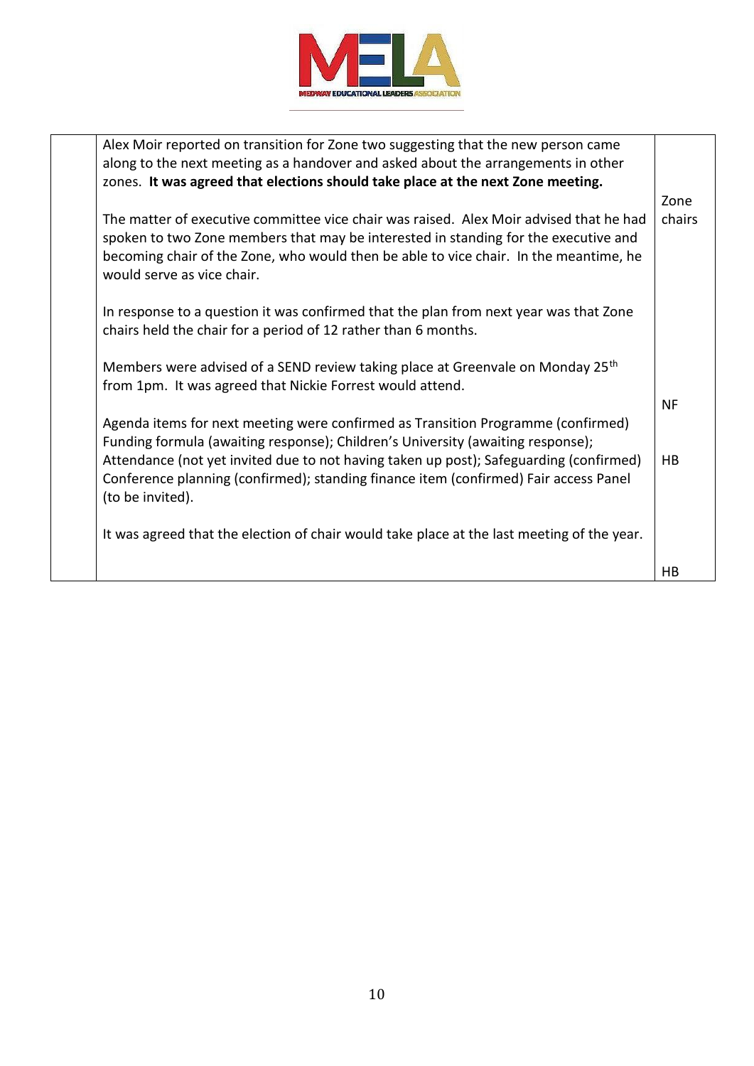| | | |
|---|---|---|
| | Alex Moir reported on transition for Zone two suggesting that the new person came along to the next meeting as a handover and asked about the arrangements in other zones. **It was agreed that elections should take place at the next Zone meeting.**<br><br>The matter of executive committee vice chair was raised. Alex Moir advised that he had spoken to two Zone members that may be interested in standing for the executive and becoming chair of the Zone, who would then be able to vice chair. In the meantime, he would serve as vice chair.<br><br>In response to a question it was confirmed that the plan from next year was that Zone chairs held the chair for a period of 12 rather than 6 months.<br><br>Members were advised of a SEND review taking place at Greenvale on Monday 25th from 1pm. It was agreed that Nickie Forrest would attend.<br><br>Agenda items for next meeting were confirmed as Transition Programme (confirmed) Funding formula (awaiting response); Children's University (awaiting response); Attendance (not yet invited due to not having taken up post); Safeguarding (confirmed) Conference planning (confirmed); standing finance item (confirmed) Fair access Panel (to be invited).<br><br>It was agreed that the election of chair would take place at the last meeting of the year. | Zone chairs<br><br>NF<br><br>HB<br><br>HB |